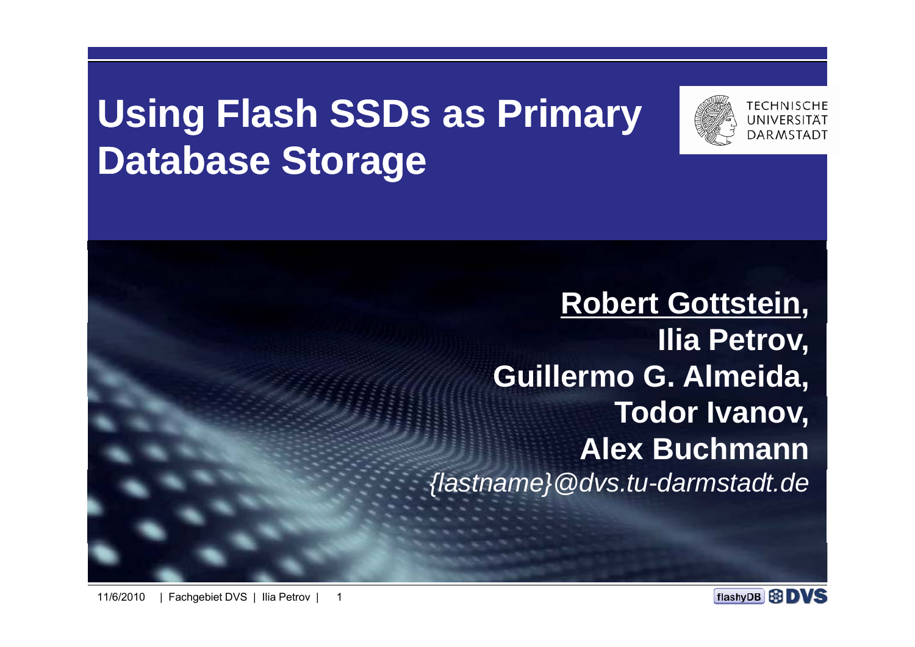# Using Flash SSDs as Primary Database Storage

TECHNISCHE UNIVERSITÄT DARMSTADT

**Robert Gottstein,**
**Ilia Petrov,**
**Guillermo G. Almeida,**
**Todor Ivanov,**
**Alex Buchmann**

*{lastname}@dvs.tu-darmstadt.de*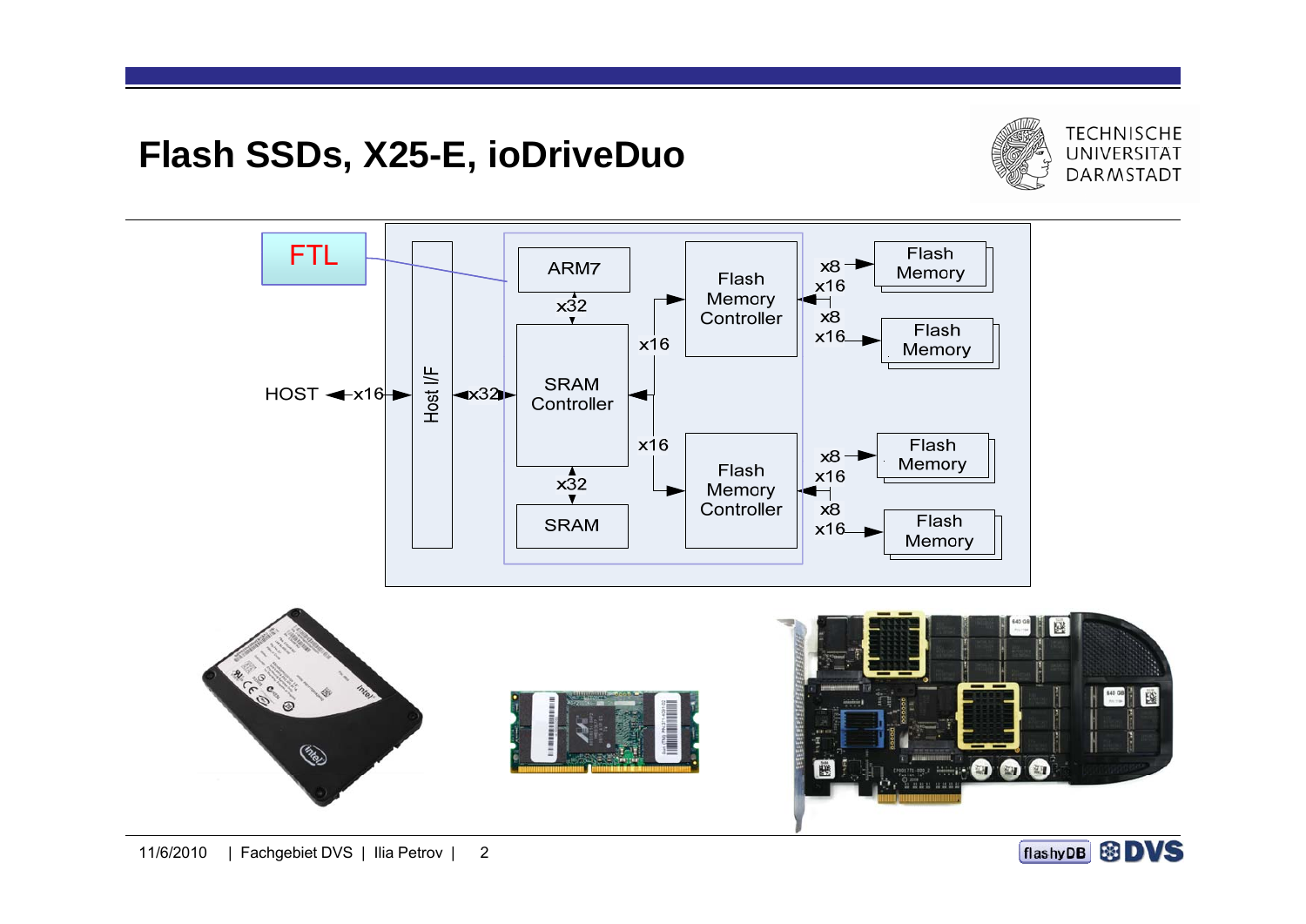# Flash SSDs, X25-E, ioDriveDuo

FTL

HOST ◄ x16 ► Host I/F ◄ x32 ► SRAM Controller

ARM7

x32

SRAM Controller

x32

SRAM

x16

x16

Flash Memory Controller

Flash Memory Controller

x8 x16 Flash Memory

x8 x16 Flash Memory

x8 x16 Flash Memory

x8 x16 Flash Memory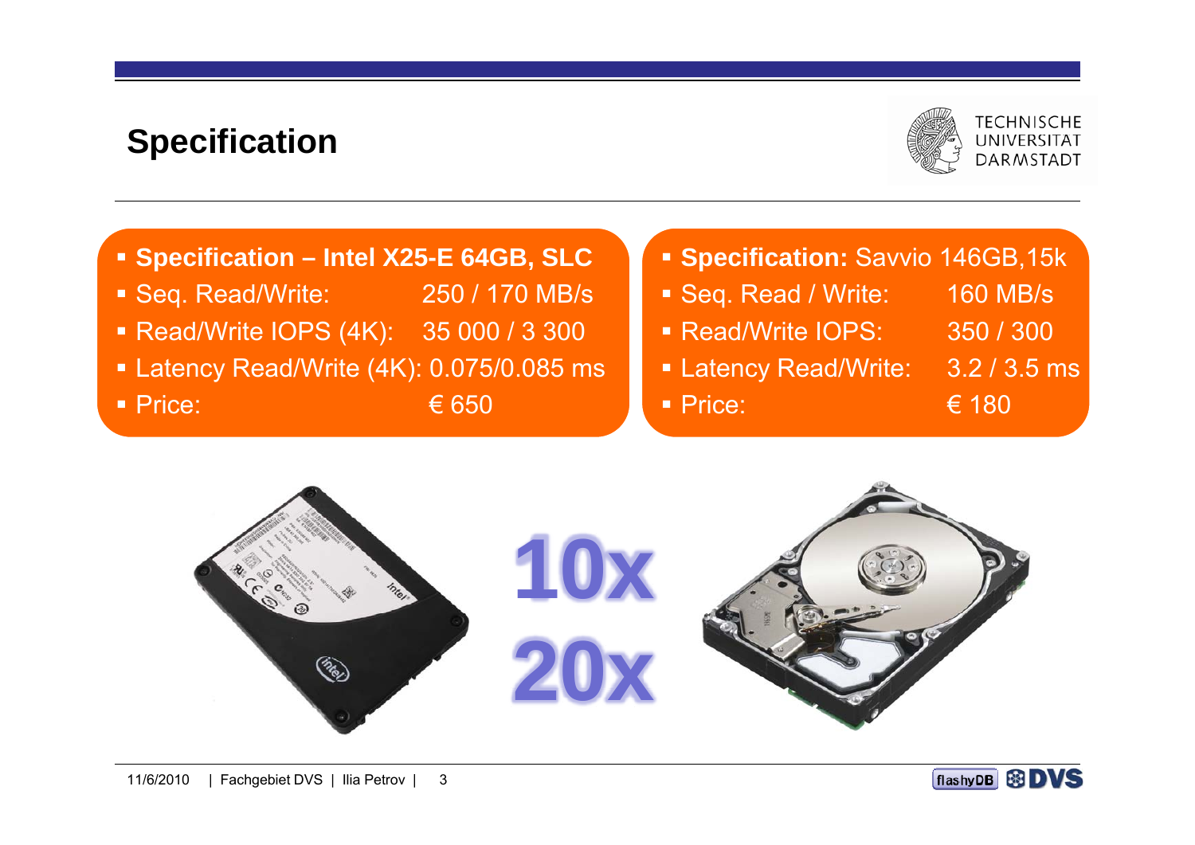# Specification

- **Specification – Intel X25-E 64GB, SLC**
- Seq. Read/Write: 250 / 170 MB/s
- Read/Write IOPS (4K): 35 000 / 3 300
- Latency Read/Write (4K): 0.075/0.085 ms
- Price: € 650

- **Specification:** Savvio 146GB,15k
- Seq. Read / Write: 160 MB/s
- Read/Write IOPS: 350 / 300
- Latency Read/Write: 3.2 / 3.5 ms
- Price: € 180

10x

20x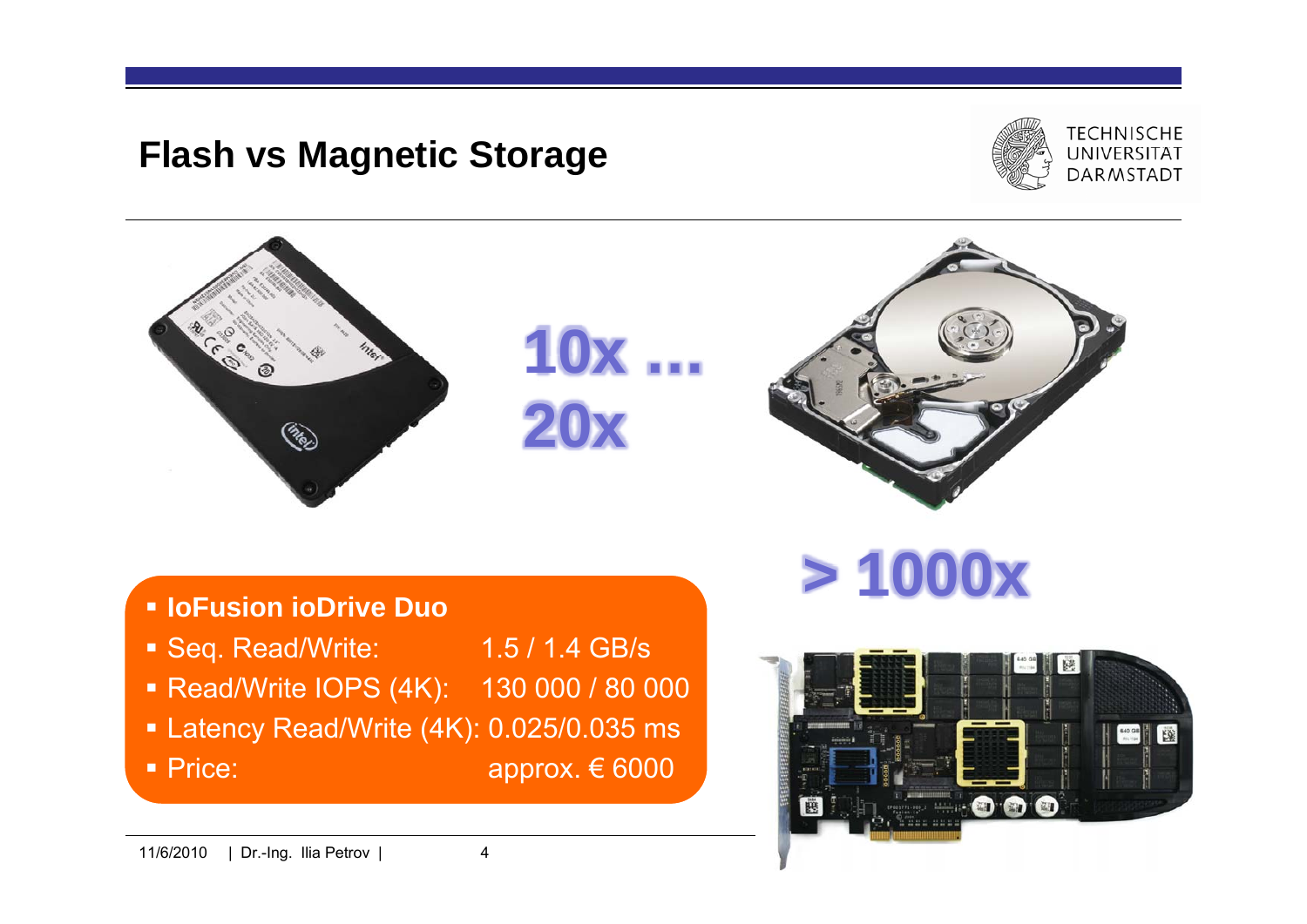# Flash vs Magnetic Storage

10x … 20x

> 1000x

- **IoFusion ioDrive Duo**
- Seq. Read/Write: 1.5 / 1.4 GB/s
- Read/Write IOPS (4K): 130 000 / 80 000
- Latency Read/Write (4K): 0.025/0.035 ms
- Price: approx. € 6000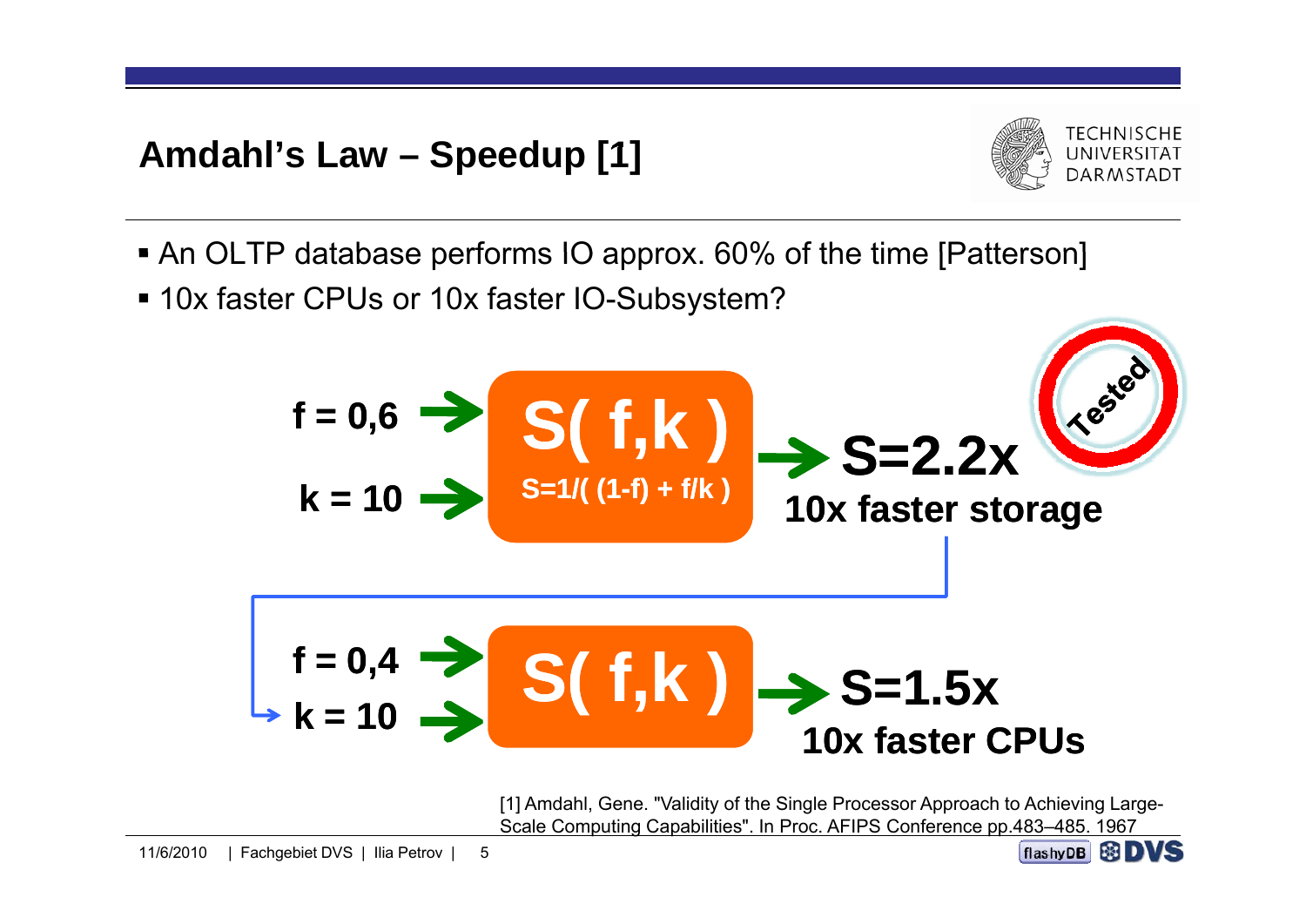# Amdahl's Law – Speedup [1]

- An OLTP database performs IO approx. 60% of the time [Patterson]
- 10x faster CPUs or 10x faster IO-Subsystem?

$f = 0{,}6$ → **S( f,k )** ← $k = 10$

$S = 1/((1-f) + f/k)$

→ **S=2.2x** **10x faster storage** (Tested)

$f = 0{,}4$ → **S( f,k )** ← $k = 10$

→ **S=1.5x** **10x faster CPUs**

[1] Amdahl, Gene. "Validity of the Single Processor Approach to Achieving Large-Scale Computing Capabilities". In Proc. AFIPS Conference pp.483–485. 1967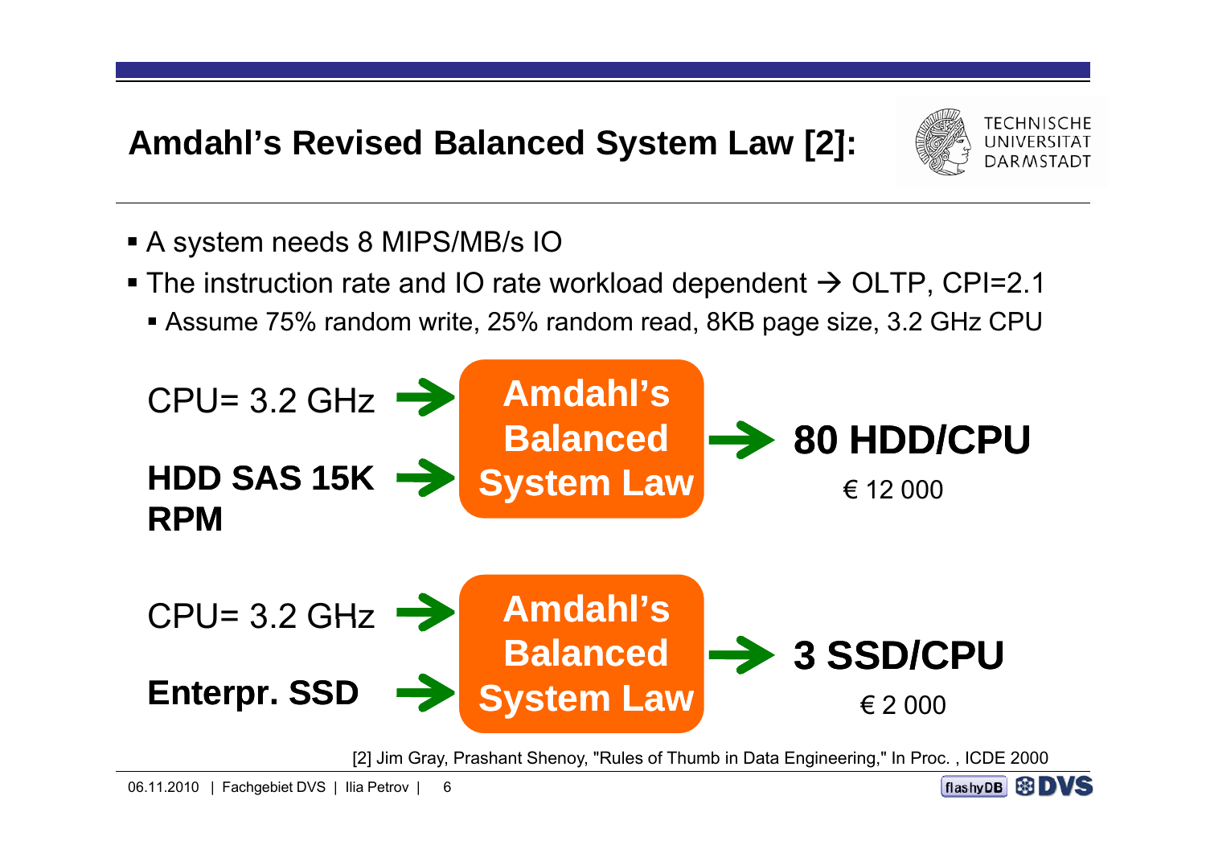# Amdahl's Revised Balanced System Law [2]:

- A system needs 8 MIPS/MB/s IO
- The instruction rate and IO rate workload dependent → OLTP, CPI=2.1
  - Assume 75% random write, 25% random read, 8KB page size, 3.2 GHz CPU

CPU= 3.2 GHz → **Amdahl's Balanced System Law** → **80 HDD/CPU**

**HDD SAS 15K RPM** →

€ 12 000

CPU= 3.2 GHz → **Amdahl's Balanced System Law** → **3 SSD/CPU**

**Enterpr. SSD** →

€ 2 000

[2] Jim Gray, Prashant Shenoy, "Rules of Thumb in Data Engineering," In Proc. , ICDE 2000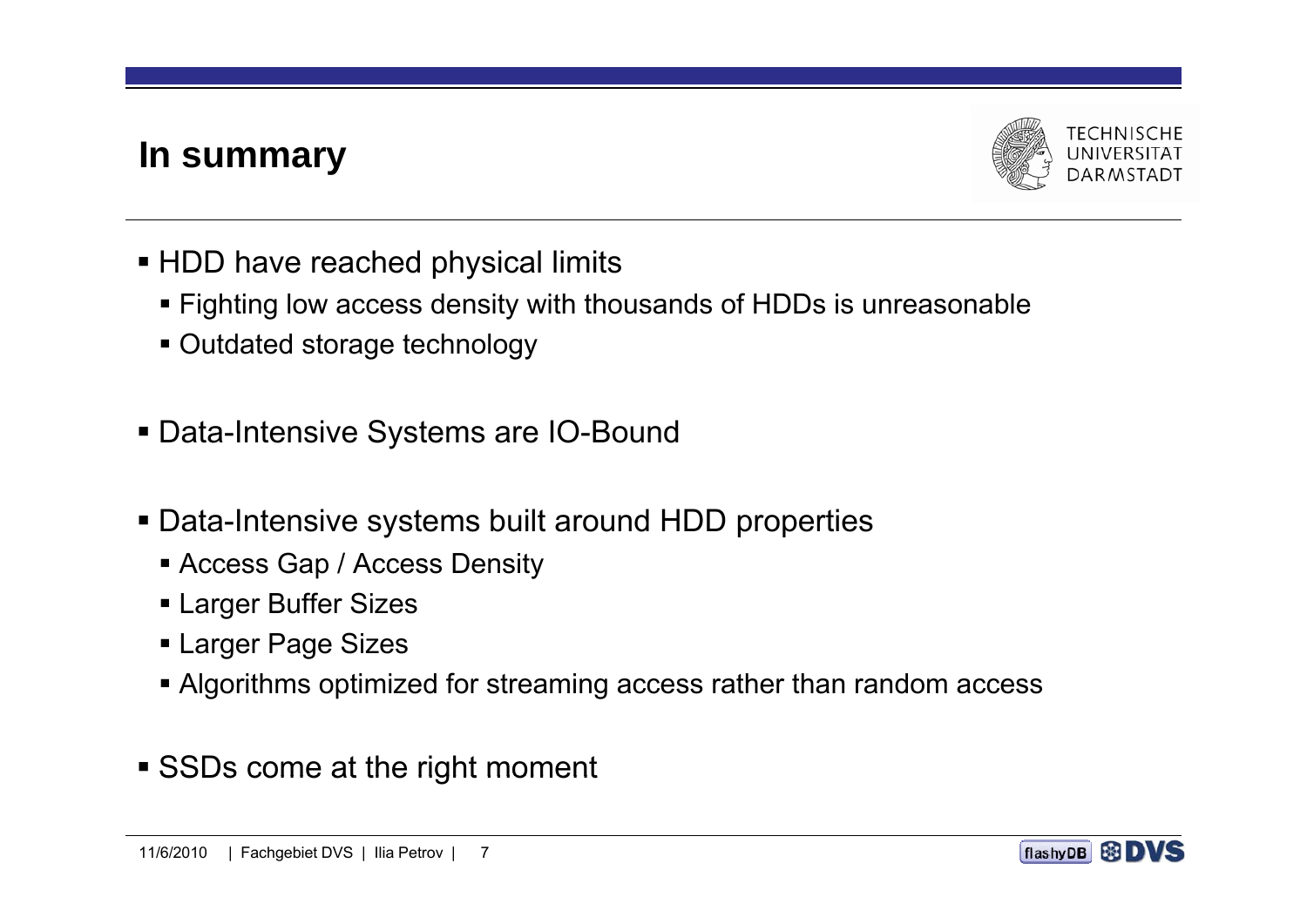# In summary

- HDD have reached physical limits
  - Fighting low access density with thousands of HDDs is unreasonable
  - Outdated storage technology
- Data-Intensive Systems are IO-Bound
- Data-Intensive systems built around HDD properties
  - Access Gap / Access Density
  - Larger Buffer Sizes
  - Larger Page Sizes
  - Algorithms optimized for streaming access rather than random access
- SSDs come at the right moment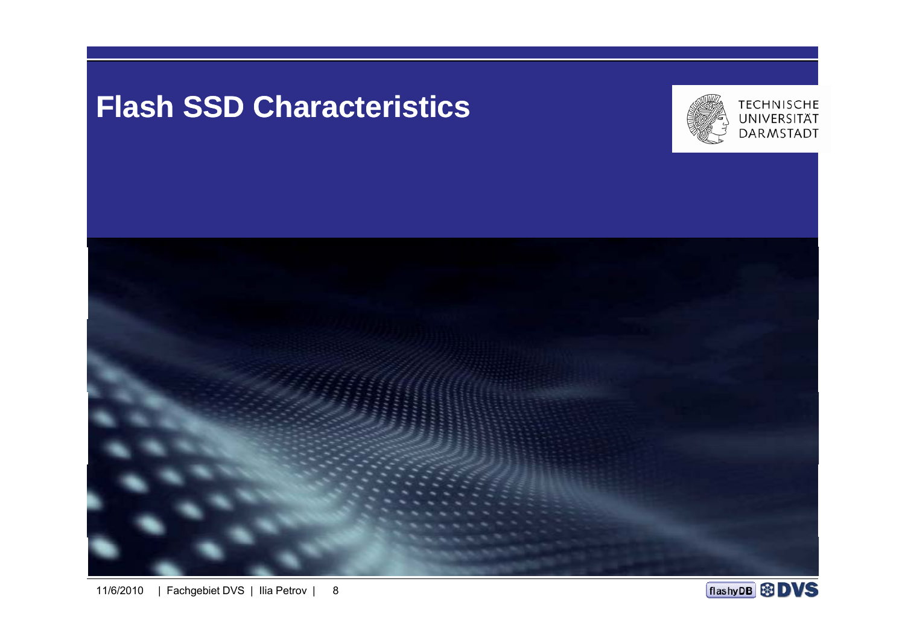# Flash SSD Characteristics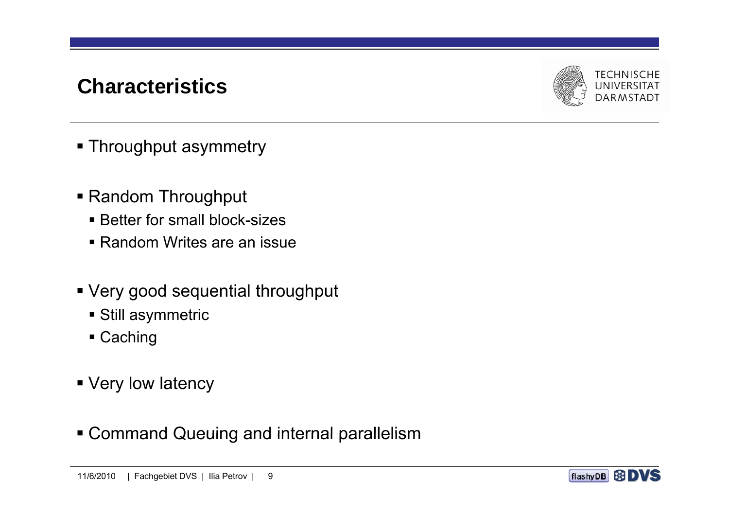# Characteristics

- Throughput asymmetry
- Random Throughput
  - Better for small block-sizes
  - Random Writes are an issue
- Very good sequential throughput
  - Still asymmetric
  - Caching
- Very low latency
- Command Queuing and internal parallelism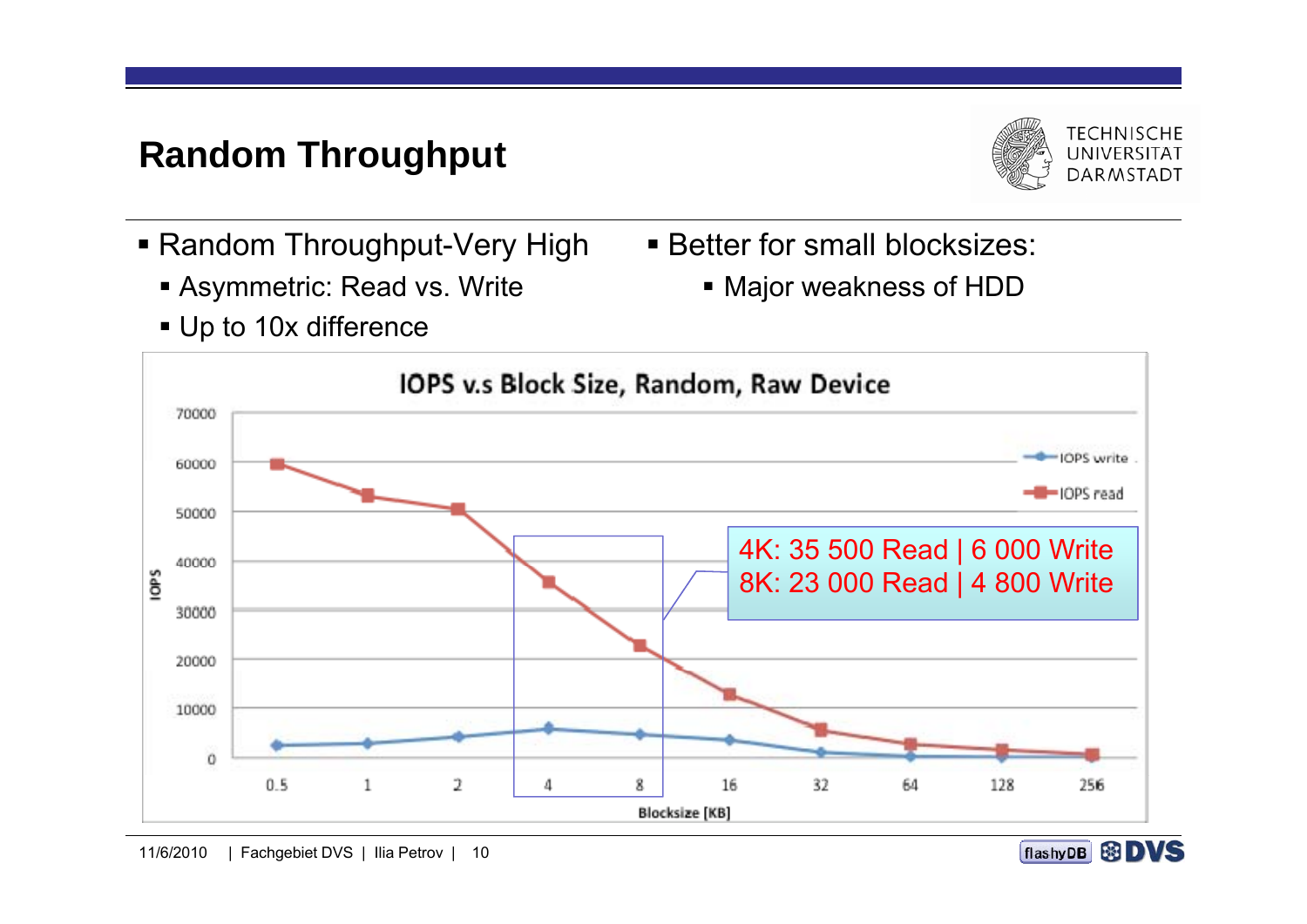# Random Throughput

- Random Throughput-Very High
  - Asymmetric: Read vs. Write
  - Up to 10x difference
- Better for small blocksizes:
  - Major weakness of HDD

**IOPS v.s Block Size, Random, Raw Device**

4K: 35 500 Read | 6 000 Write
8K: 23 000 Read | 4 800 Write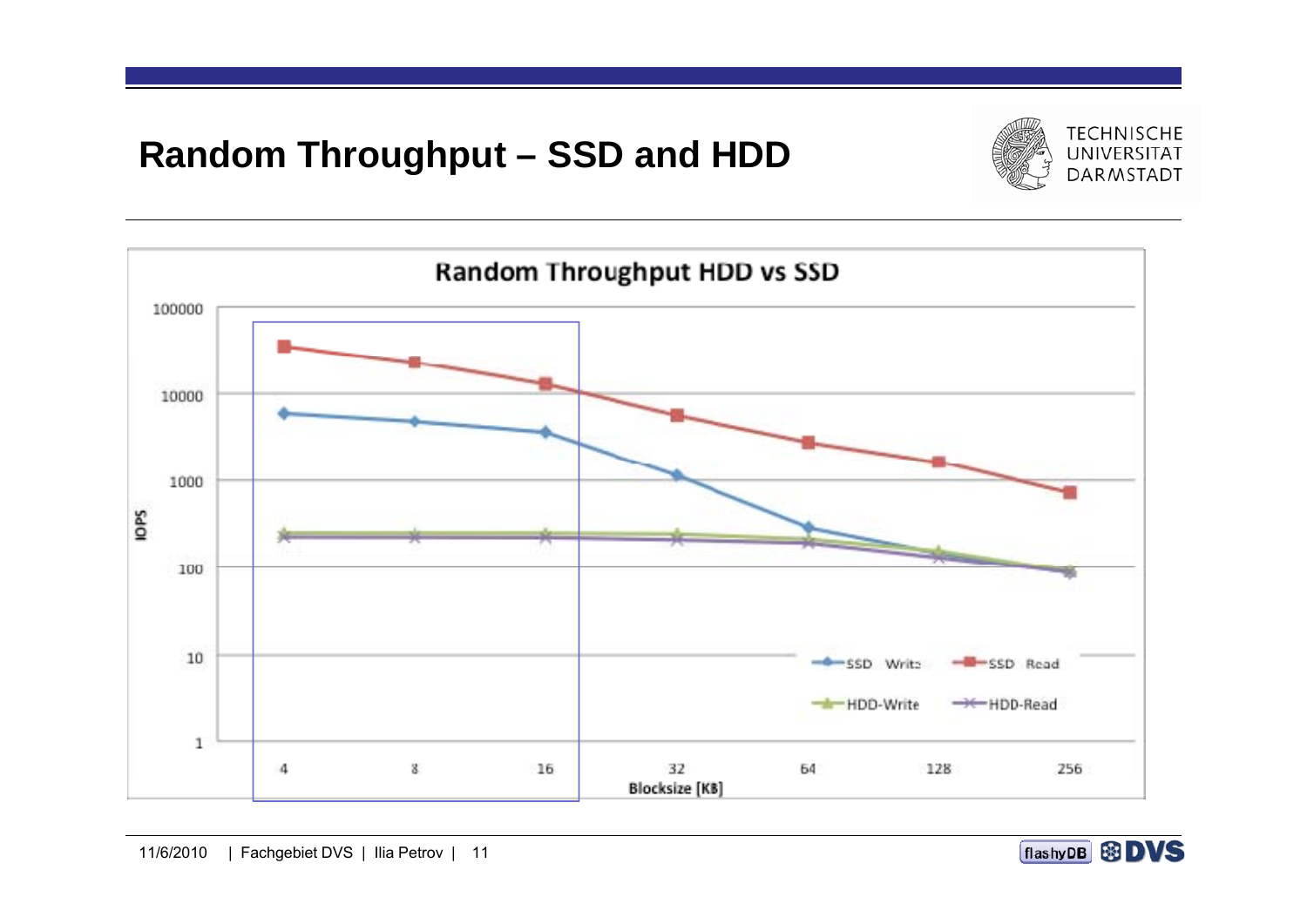# Random Throughput – SSD and HDD

**Random Throughput HDD vs SSD**

IOPS (log scale: 1, 10, 100, 1000, 10000, 100000)

Blocksize [KB]: 4, 8, 16, 32, 64, 128, 256

Legend: SSD Write, SSD Read, HDD-Write, HDD-Read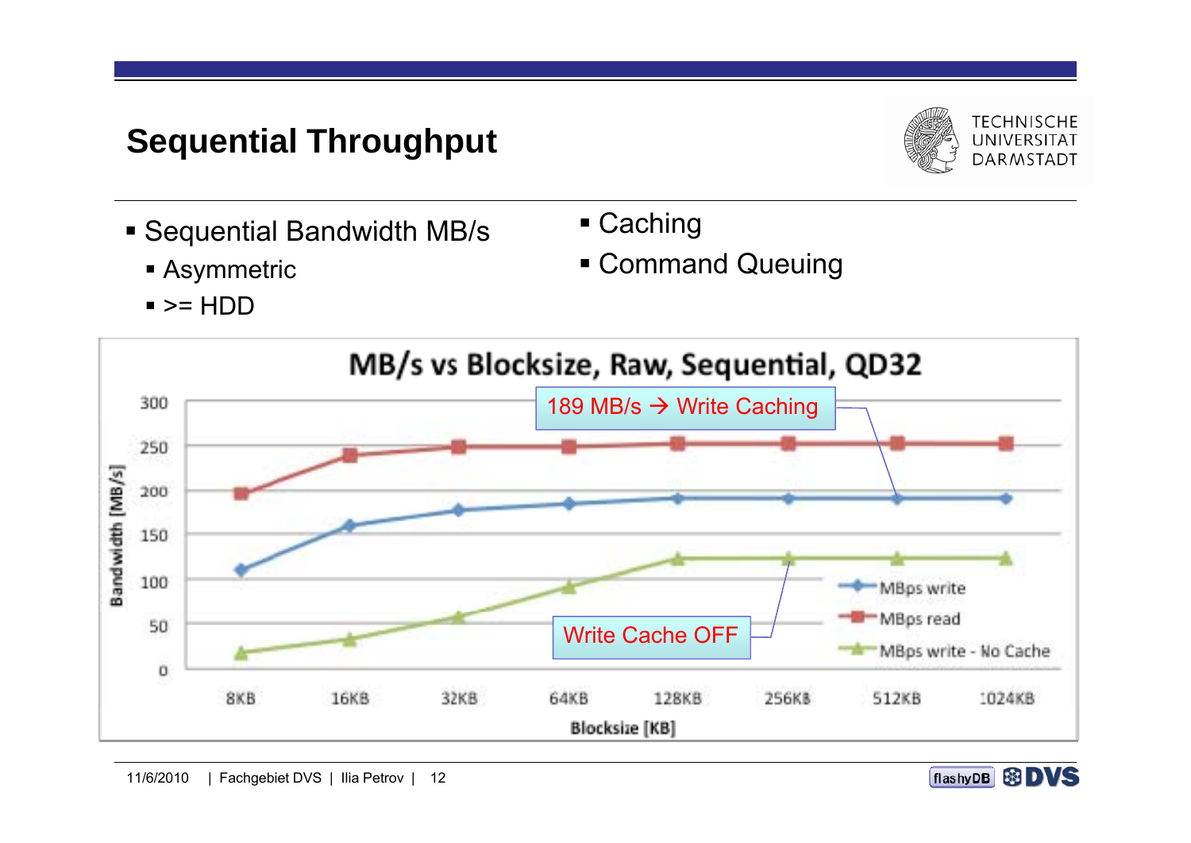# Sequential Throughput

- Sequential Bandwidth MB/s
  - Asymmetric
  - >= HDD
- Caching
- Command Queuing

**MB/s vs Blocksize, Raw, Sequential, QD32**

189 MB/s → Write Caching

Write Cache OFF

Bandwidth [MB/s]

Blocksize [KB]: 8KB, 16KB, 32KB, 64KB, 128KB, 256KB, 512KB, 1024KB

Legend: MBps write, MBps read, MBps write - No Cache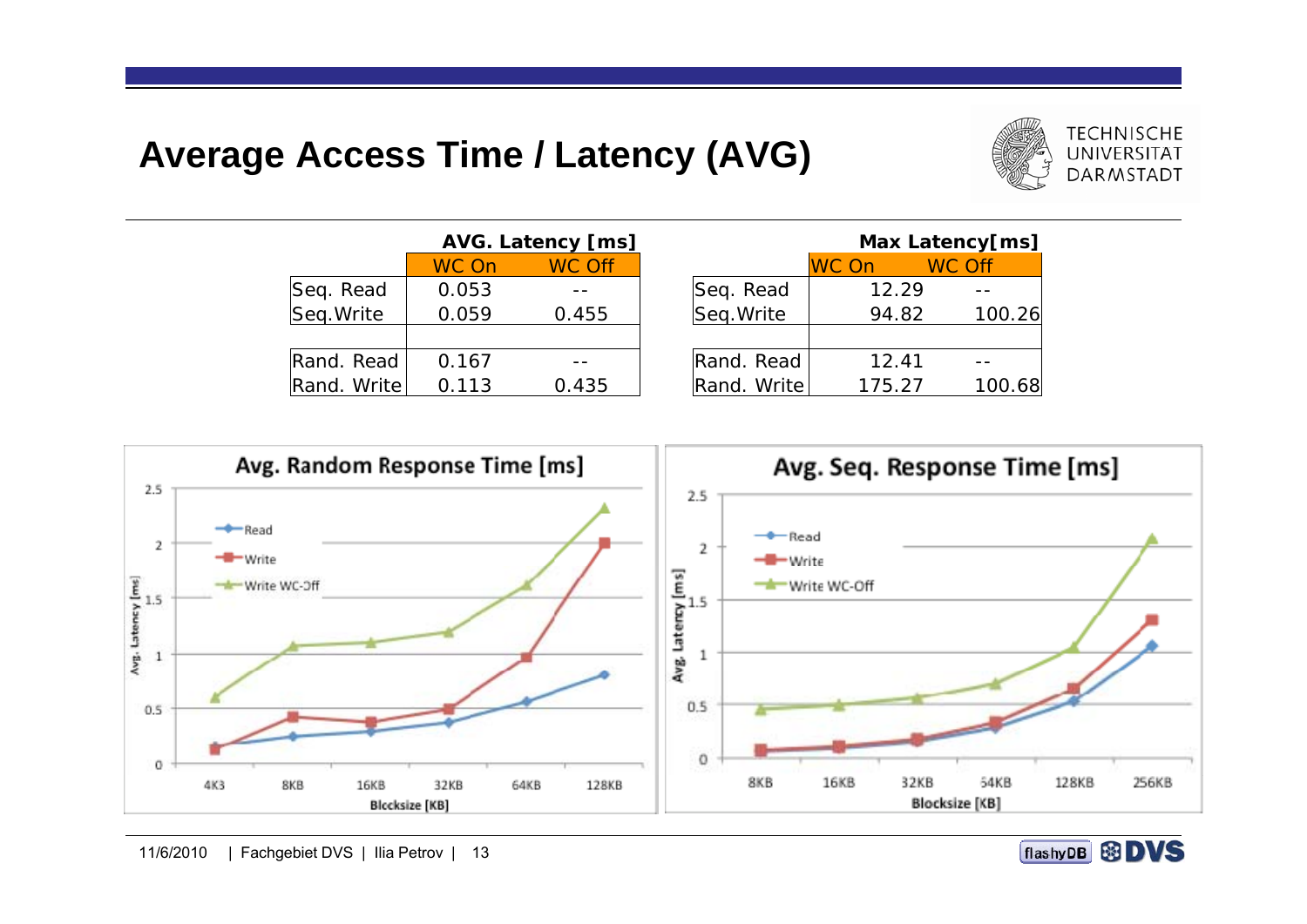# Average Access Time / Latency (AVG)

| | AVG. Latency [ms] | |
|---|---|---|
| | WC On | WC Off |
| Seq. Read | 0.053 | -- |
| Seq.Write | 0.059 | 0.455 |
| | | |
| Rand. Read | 0.167 | -- |
| Rand. Write | 0.113 | 0.435 |

| | Max Latency[ms] | |
|---|---|---|
| | WC On | WC Off |
| Seq. Read | 12.29 | -- |
| Seq.Write | 94.82 | 100.26 |
| | | |
| Rand. Read | 12.41 | -- |
| Rand. Write | 175.27 | 100.68 |

**Avg. Random Response Time [ms]**

Legend: Read, Write, Write WC-Off

Y-axis: Avg. Latency [ms] (0 – 2.5); X-axis: Blocksize [KB] (4KB, 8KB, 16KB, 32KB, 64KB, 128KB)

**Avg. Seq. Response Time [ms]**

Legend: Read, Write, Write WC-Off

Y-axis: Avg. Latency [ms] (0 – 2.5); X-axis: Blocksize [KB] (8KB, 16KB, 32KB, 64KB, 128KB, 256KB)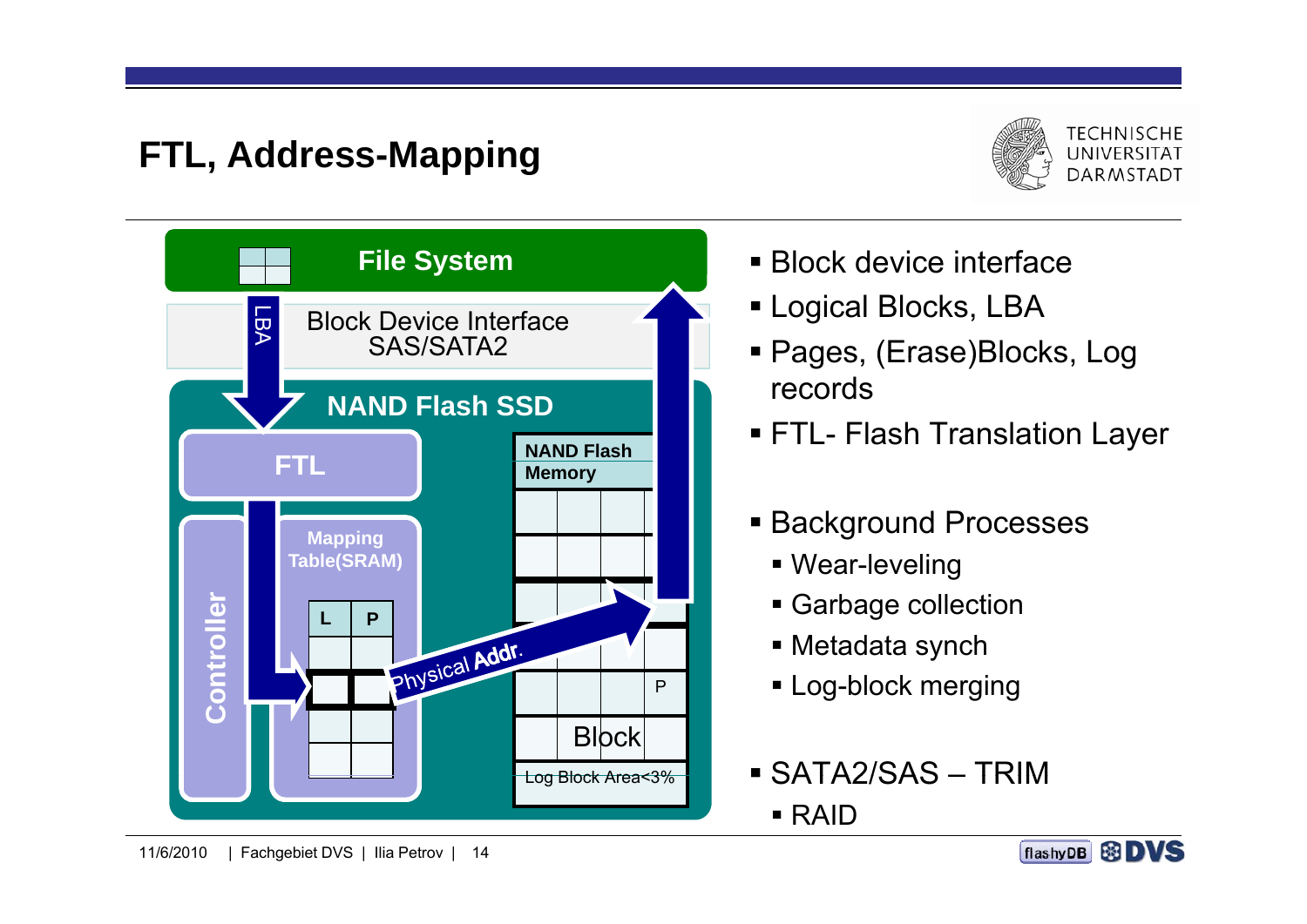# FTL, Address-Mapping

File System

LBA

Block Device Interface
SAS/SATA2

NAND Flash SSD

FTL

NAND Flash Memory

Mapping Table(SRAM)

| L | P |
|---|---|
| | |
| | |
| | |
| | |

Controller

Physical Addr.

P

Block

Log Block Area<3%

- Block device interface
- Logical Blocks, LBA
- Pages, (Erase)Blocks, Log records
- FTL- Flash Translation Layer
- Background Processes
  - Wear-leveling
  - Garbage collection
  - Metadata synch
  - Log-block merging
- SATA2/SAS – TRIM
  - RAID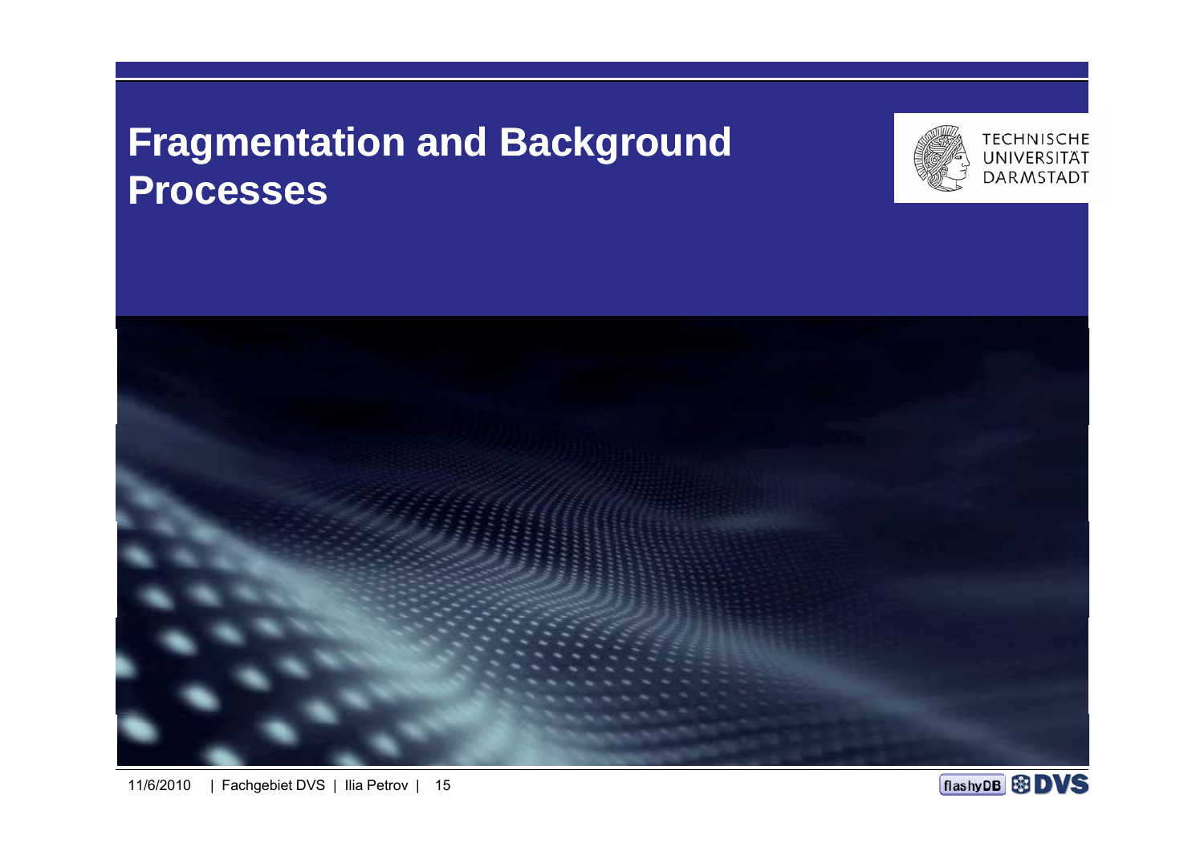# Fragmentation and Background Processes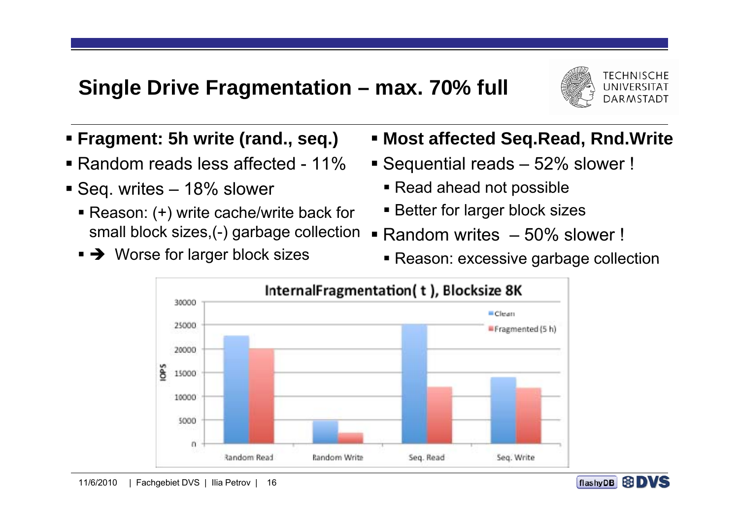# Single Drive Fragmentation – max. 70% full

- **Fragment: 5h write (rand., seq.)**
- Random reads less affected - 11%
- Seq. writes – 18% slower
  - Reason: (+) write cache/write back for small block sizes,(-) garbage collection
  - ➔ Worse for larger block sizes

- **Most affected Seq.Read, Rnd.Write**
- Sequential reads – 52% slower !
  - Read ahead not possible
  - Better for larger block sizes
- Random writes – 50% slower !
  - Reason: excessive garbage collection

**InternalFragmentation( t ), Blocksize 8K**

IOPS

| | Random Read | Random Write | Seq. Read | Seq. Write |
|---|---|---|---|---|
| Clean | ~22800 | ~4900 | ~25100 | ~14000 |
| Fragmented (5 h) | ~20000 | ~2200 | ~11900 | ~11700 |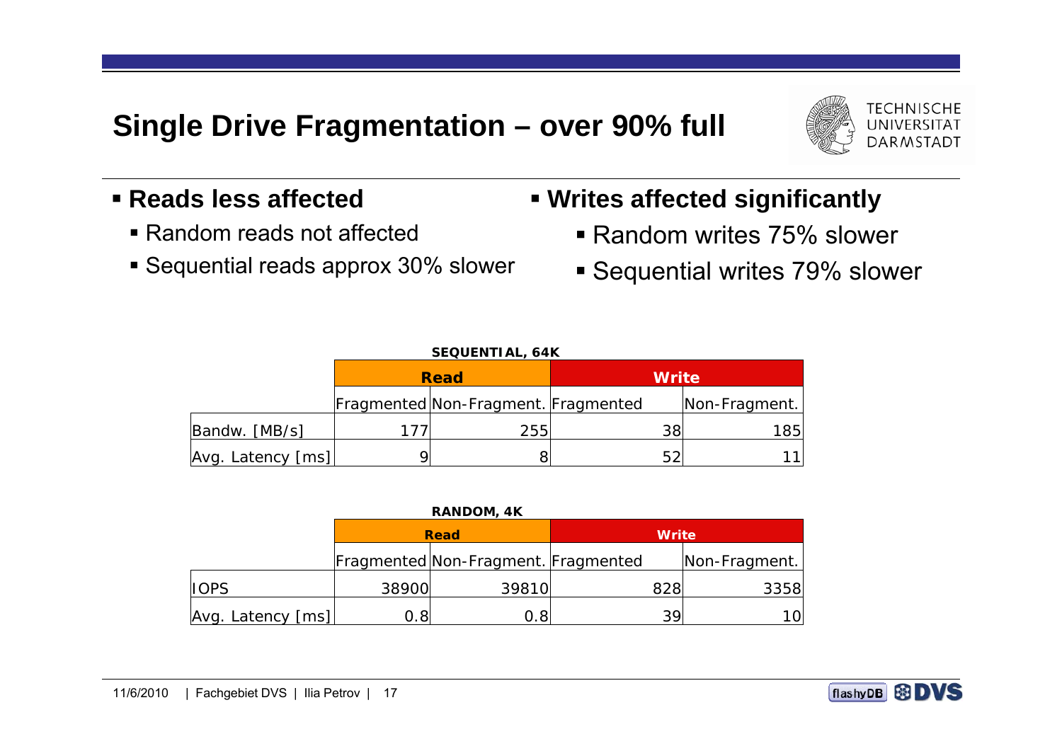# Single Drive Fragmentation – over 90% full

- **Reads less affected**
  - Random reads not affected
  - Sequential reads approx 30% slower
- **Writes affected significantly**
  - Random writes 75% slower
  - Sequential writes 79% slower

**SEQUENTIAL, 64K**

| | Read | | Write | |
|---|---|---|---|---|
| | Fragmented | Non-Fragment. | Fragmented | Non-Fragment. |
| Bandw. [MB/s] | 177 | 255 | 38 | 185 |
| Avg. Latency [ms] | 9 | 8 | 52 | 11 |

**RANDOM, 4K**

| | Read | | Write | |
|---|---|---|---|---|
| | Fragmented | Non-Fragment. | Fragmented | Non-Fragment. |
| IOPS | 38900 | 39810 | 828 | 3358 |
| Avg. Latency [ms] | 0.8 | 0.8 | 39 | 10 |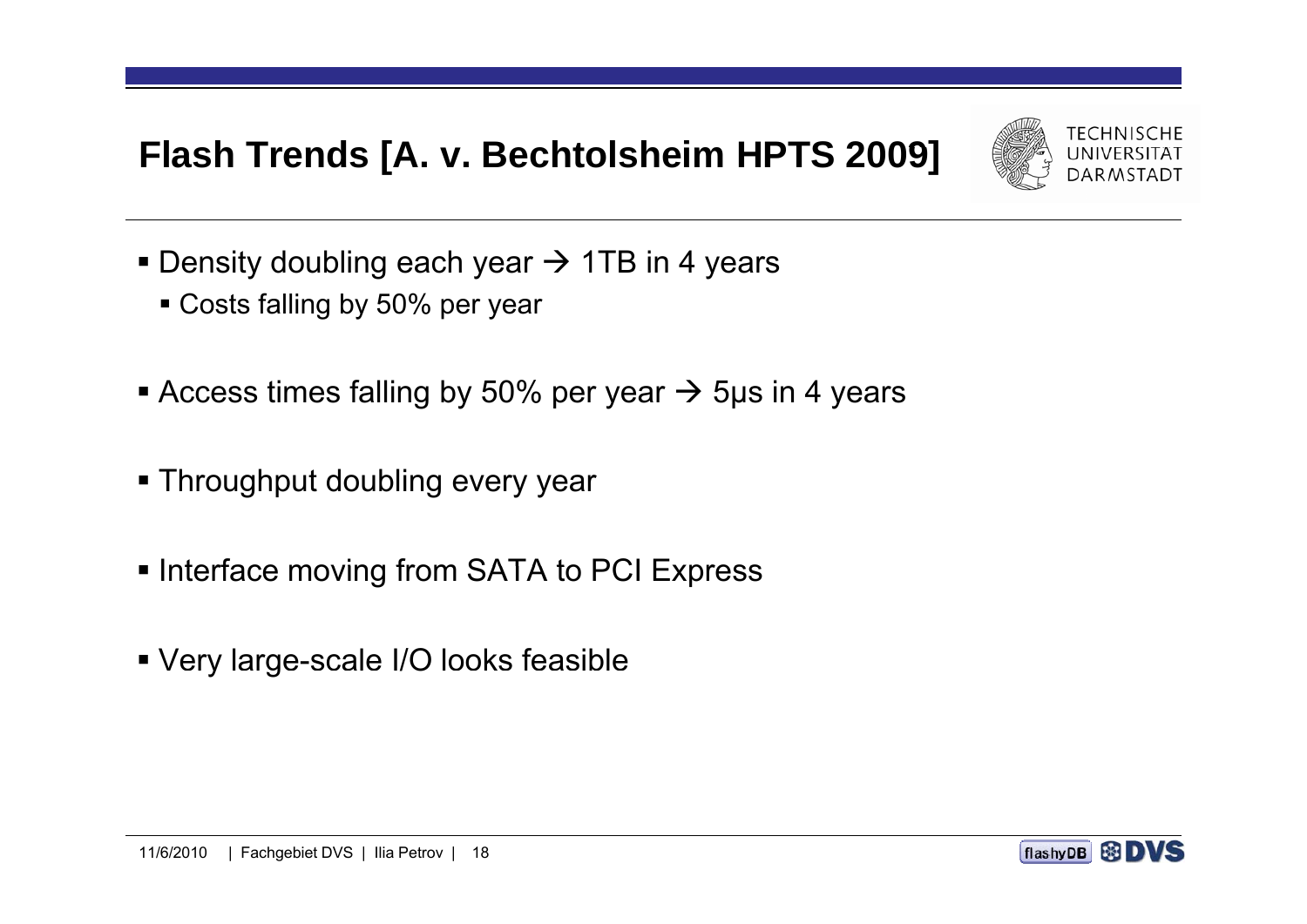# Flash Trends [A. v. Bechtolsheim HPTS 2009]

- Density doubling each year → 1TB in 4 years
  - Costs falling by 50% per year
- Access times falling by 50% per year → 5µs in 4 years
- Throughput doubling every year
- Interface moving from SATA to PCI Express
- Very large-scale I/O looks feasible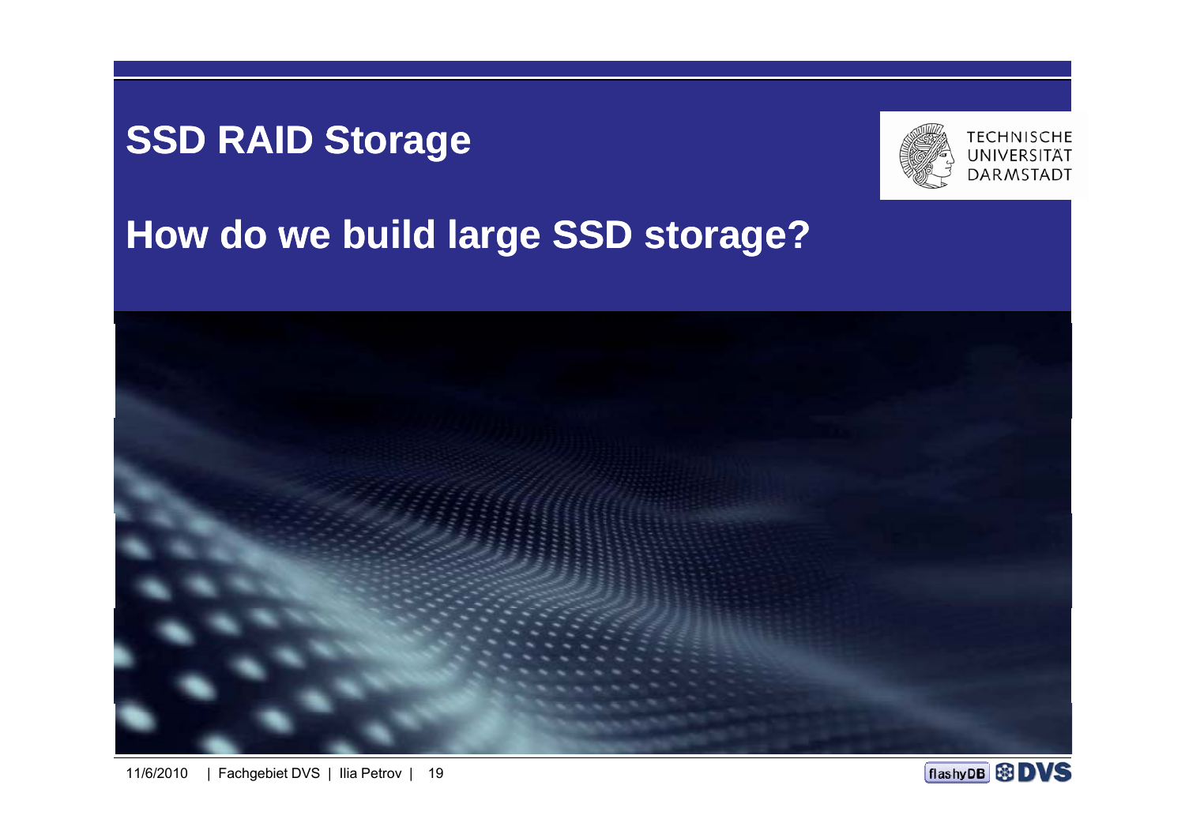# SSD RAID Storage

## How do we build large SSD storage?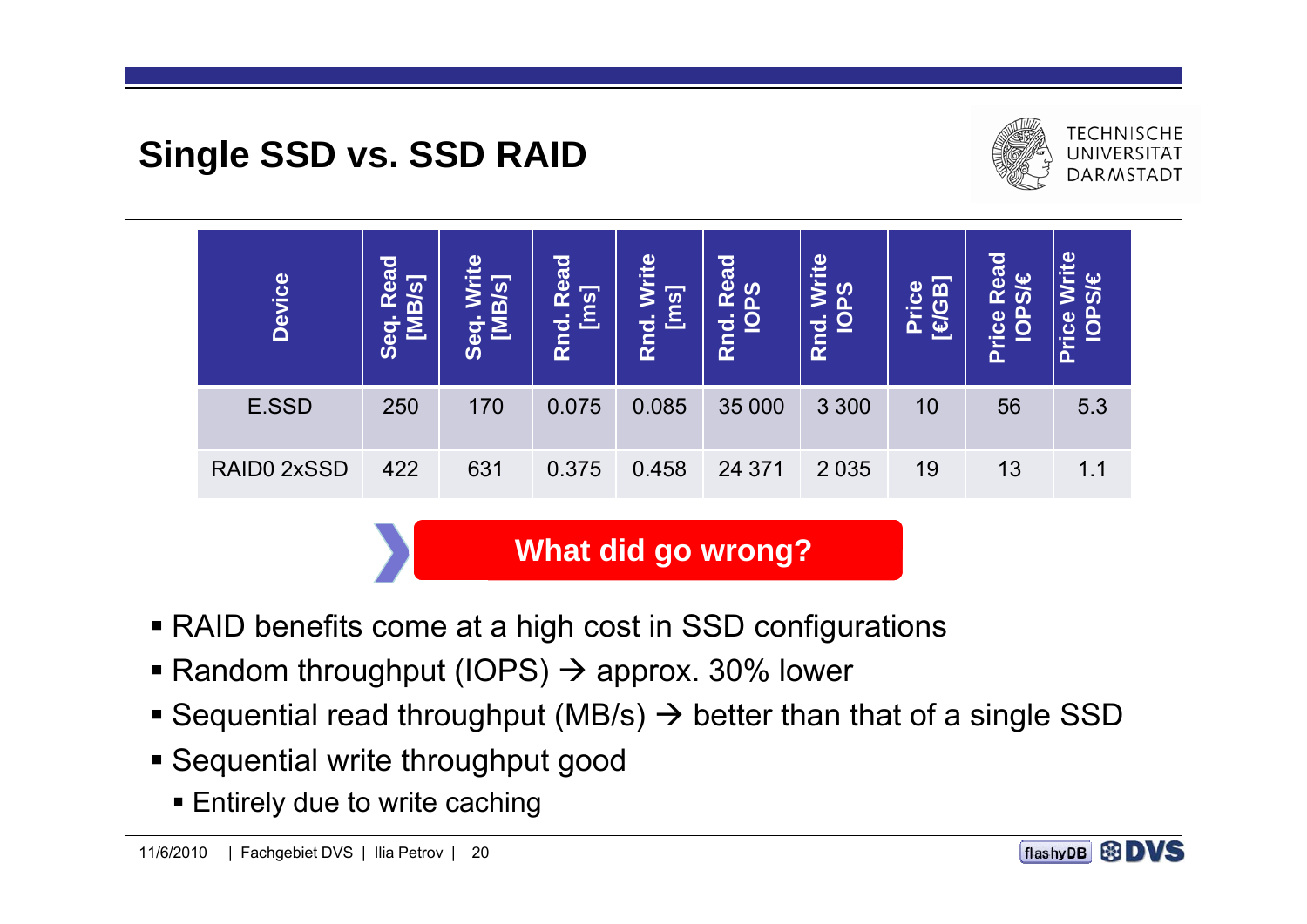# Single SSD vs. SSD RAID

| Device | Seq. Read [MB/s] | Seq. Write [MB/s] | Rnd. Read [ms] | Rnd. Write [ms] | Rnd. Read IOPS | Rnd. Write IOPS | Price [€/GB] | Price Read IOPS/€ | Price Write IOPS/€ |
|---|---|---|---|---|---|---|---|---|---|
| E.SSD | 250 | 170 | 0.075 | 0.085 | 35 000 | 3 300 | 10 | 56 | 5.3 |
| RAID0 2xSSD | 422 | 631 | 0.375 | 0.458 | 24 371 | 2 035 | 19 | 13 | 1.1 |

**What did go wrong?**

- RAID benefits come at a high cost in SSD configurations
- Random throughput (IOPS) → approx. 30% lower
- Sequential read throughput (MB/s) → better than that of a single SSD
- Sequential write throughput good
  - Entirely due to write caching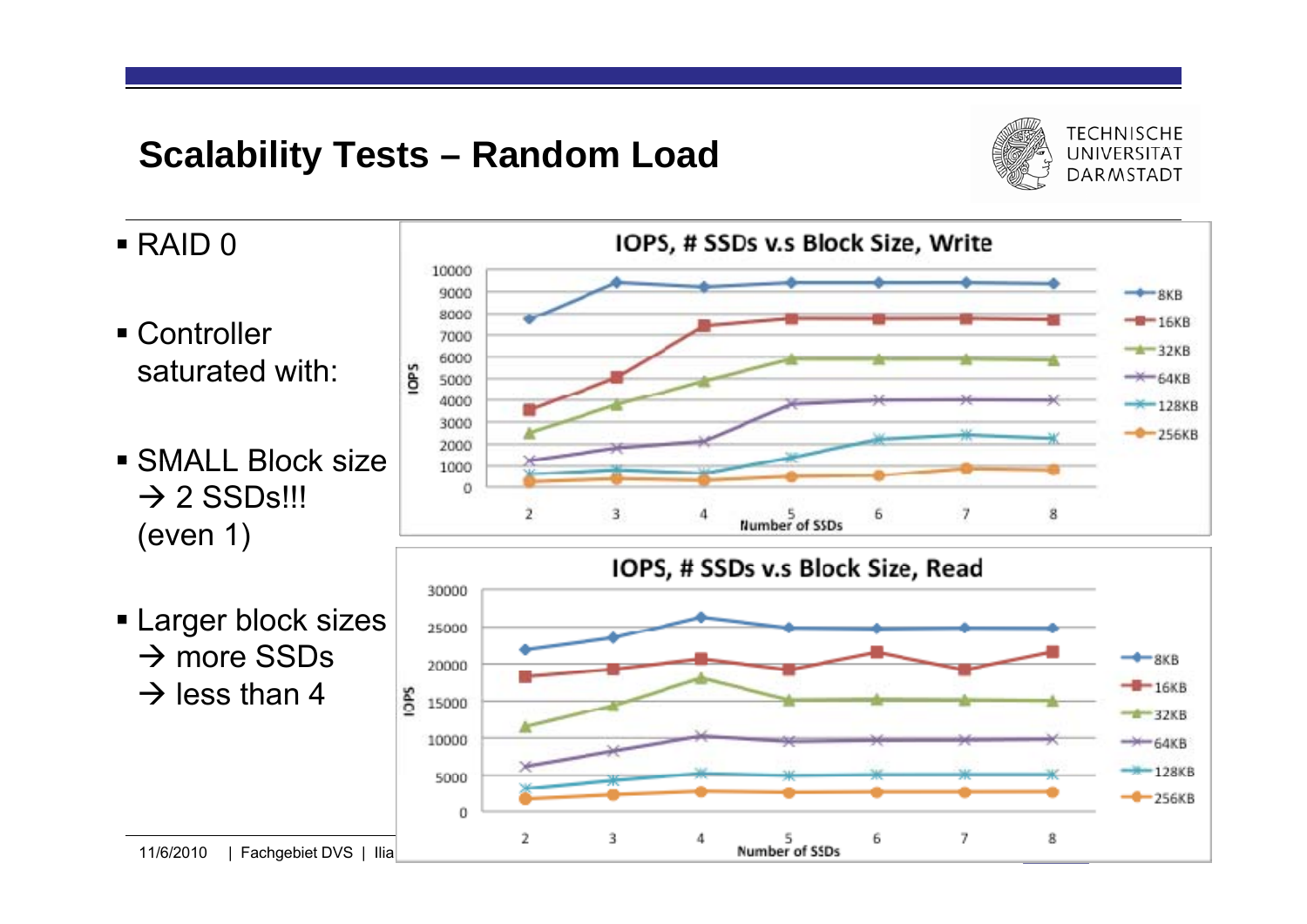# Scalability Tests – Random Load

- RAID 0
- Controller saturated with:
- SMALL Block size → 2 SSDs!!! (even 1)
- Larger block sizes → more SSDs → less than 4

**IOPS, # SSDs v.s Block Size, Write**

**IOPS, # SSDs v.s Block Size, Read**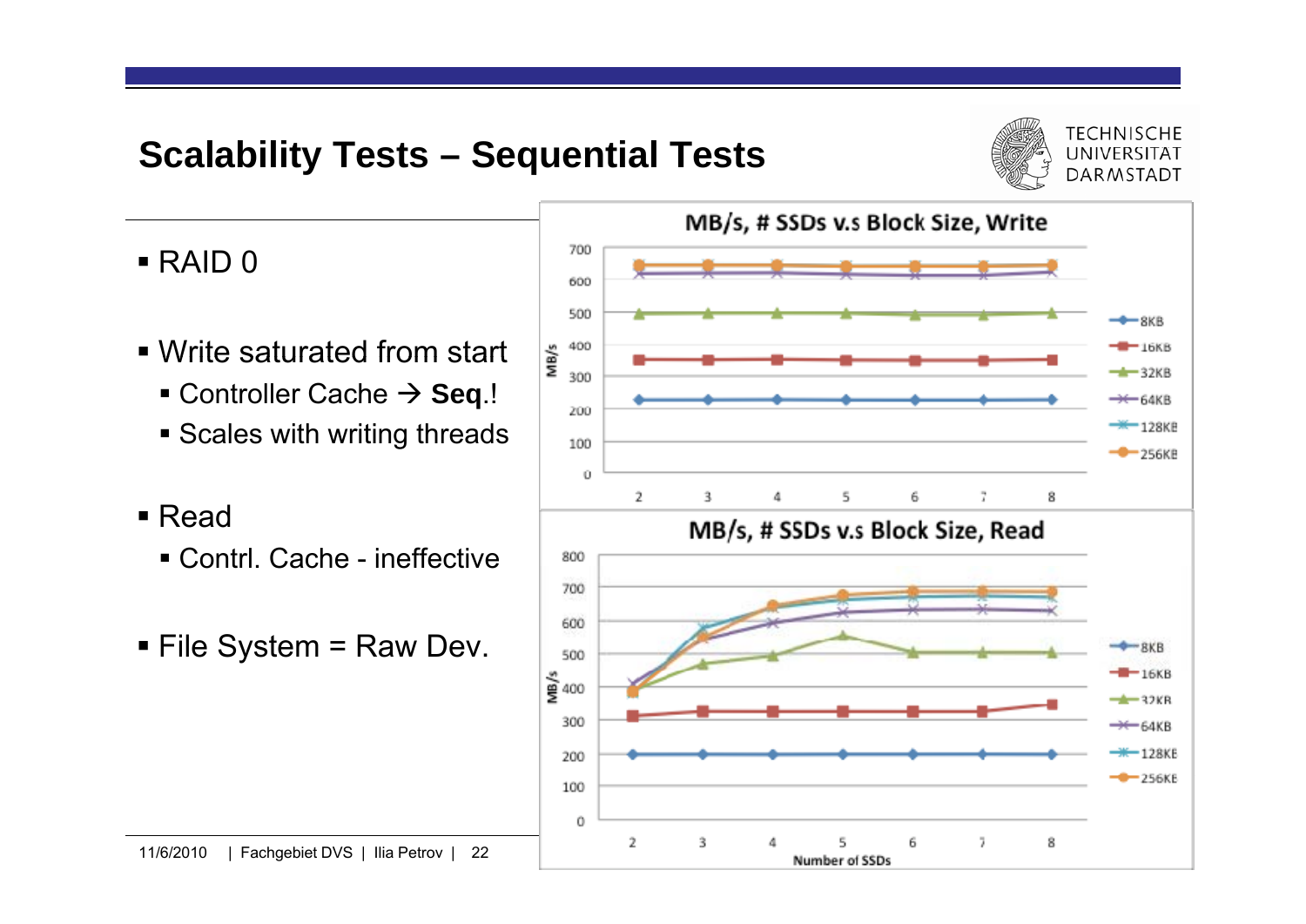# Scalability Tests – Sequential Tests

- RAID 0
- Write saturated from start
  - Controller Cache → **Seq.**!
  - Scales with writing threads
- Read
  - Contrl. Cache - ineffective
- File System = Raw Dev.

**MB/s, # SSDs v.s Block Size, Write**

**MB/s, # SSDs v.s Block Size, Read**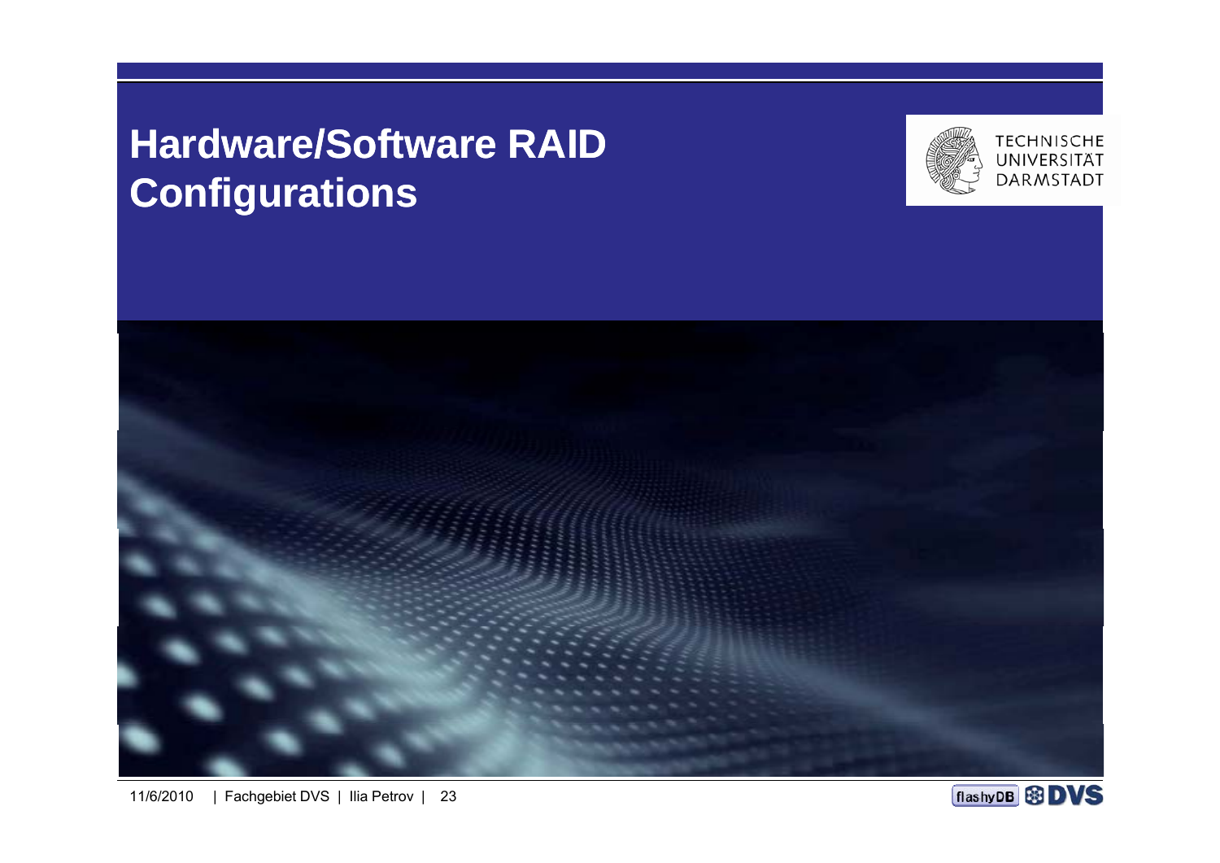# Hardware/Software RAID Configurations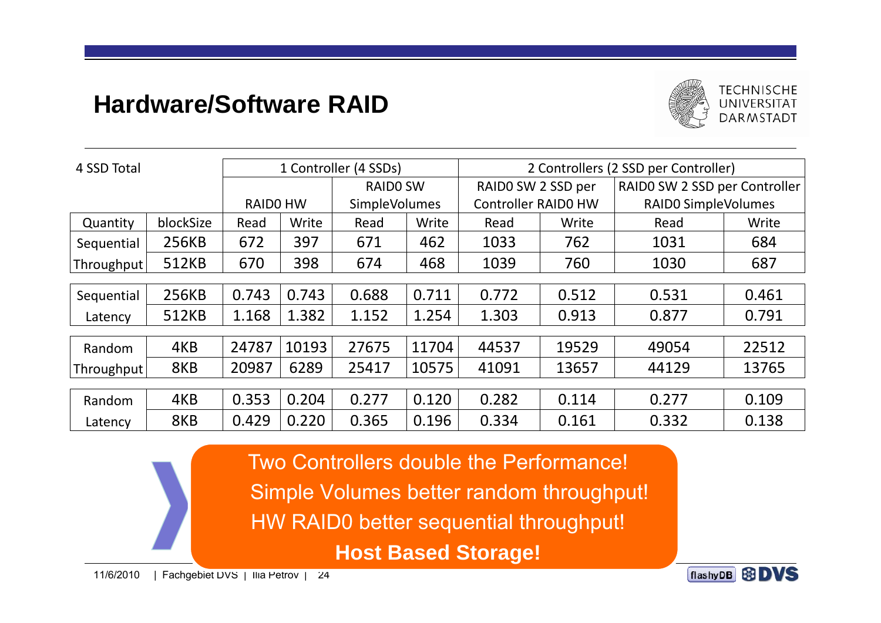## Hardware/Software RAID

| 4 SSD Total | | 1 Controller (4 SSDs) | | | | 2 Controllers (2 SSD per Controller) | | | |
|---|---|---|---|---|---|---|---|---|---|
| | | RAID0 HW | | RAID0 SW SimpleVolumes | | RAID0 SW 2 SSD per Controller RAID0 HW | | RAID0 SW 2 SSD per Controller RAID0 SimpleVolumes | |
| Quantity | blockSize | Read | Write | Read | Write | Read | Write | Read | Write |
| Sequential Throughput | 256KB | 672 | 397 | 671 | 462 | 1033 | 762 | 1031 | 684 |
| | 512KB | 670 | 398 | 674 | 468 | 1039 | 760 | 1030 | 687 |
| Sequential Latency | 256KB | 0.743 | 0.743 | 0.688 | 0.711 | 0.772 | 0.512 | 0.531 | 0.461 |
| | 512KB | 1.168 | 1.382 | 1.152 | 1.254 | 1.303 | 0.913 | 0.877 | 0.791 |
| Random Throughput | 4KB | 24787 | 10193 | 27675 | 11704 | 44537 | 19529 | 49054 | 22512 |
| | 8KB | 20987 | 6289 | 25417 | 10575 | 41091 | 13657 | 44129 | 13765 |
| Random Latency | 4KB | 0.353 | 0.204 | 0.277 | 0.120 | 0.282 | 0.114 | 0.277 | 0.109 |
| | 8KB | 0.429 | 0.220 | 0.365 | 0.196 | 0.334 | 0.161 | 0.332 | 0.138 |

Two Controllers double the Performance!
Simple Volumes better random throughput!
HW RAID0 better sequential throughput!
**Host Based Storage!**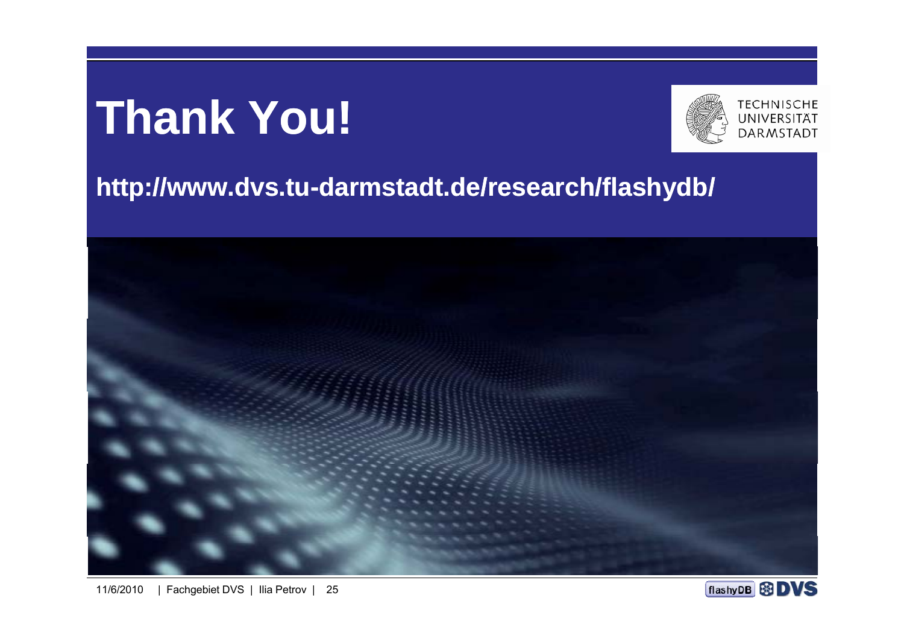# Thank You!

**http://www.dvs.tu-darmstadt.de/research/flashydb/**